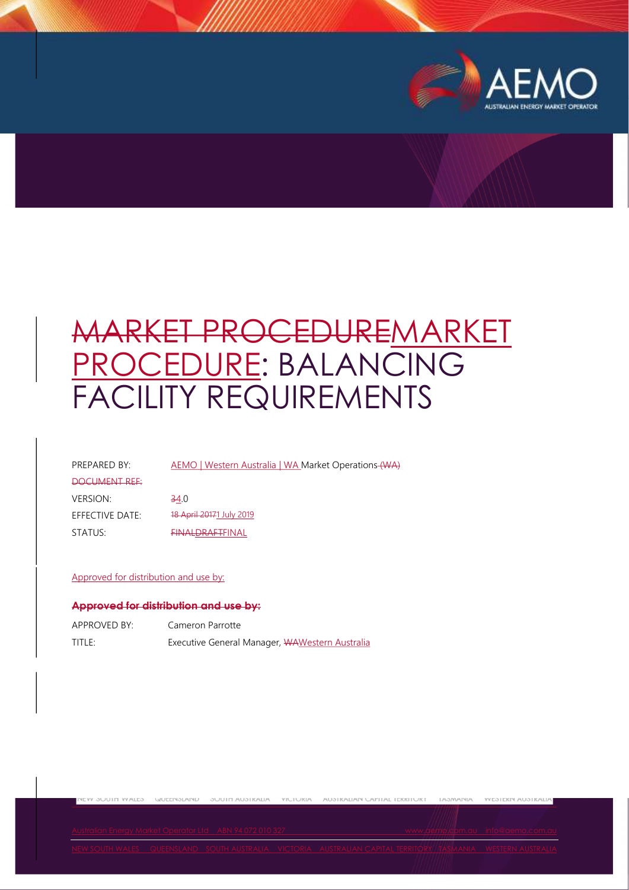# MARKET PROCEDUREMARKET PROCEDURE: BALANCING FACILITY REQUIREMENTS

| | |
|---|---|
| PREPARED BY: | AEMO \| Western Australia \| WA Market Operations (WA) |
| DOCUMENT REF: | |
| VERSION: | 34.0 |
| EFFECTIVE DATE: | 18 April 20171 July 2019 |
| STATUS: | FINALDRAFTFINAL |

Approved for distribution and use by:

**Approved for distribution and use by:**

| | |
|---|---|
| APPROVED BY: | Cameron Parrotte |
| TITLE: | Executive General Manager, WAWestern Australia |

NEW SOUTH WALES QUEENSLAND SOUTH AUSTRALIA VICTORIA AUSTRALIAN CAPITAL TERRITORY TASMANIA WESTERN AUSTRALIA

Australian Energy Market Operator Ltd ABN 94 072 010 327 www.aemo.com.au info@aemo.com.au

NEW SOUTH WALES QUEENSLAND SOUTH AUSTRALIA VICTORIA AUSTRALIAN CAPITAL TERRITORY TASMANIA WESTERN AUSTRALIA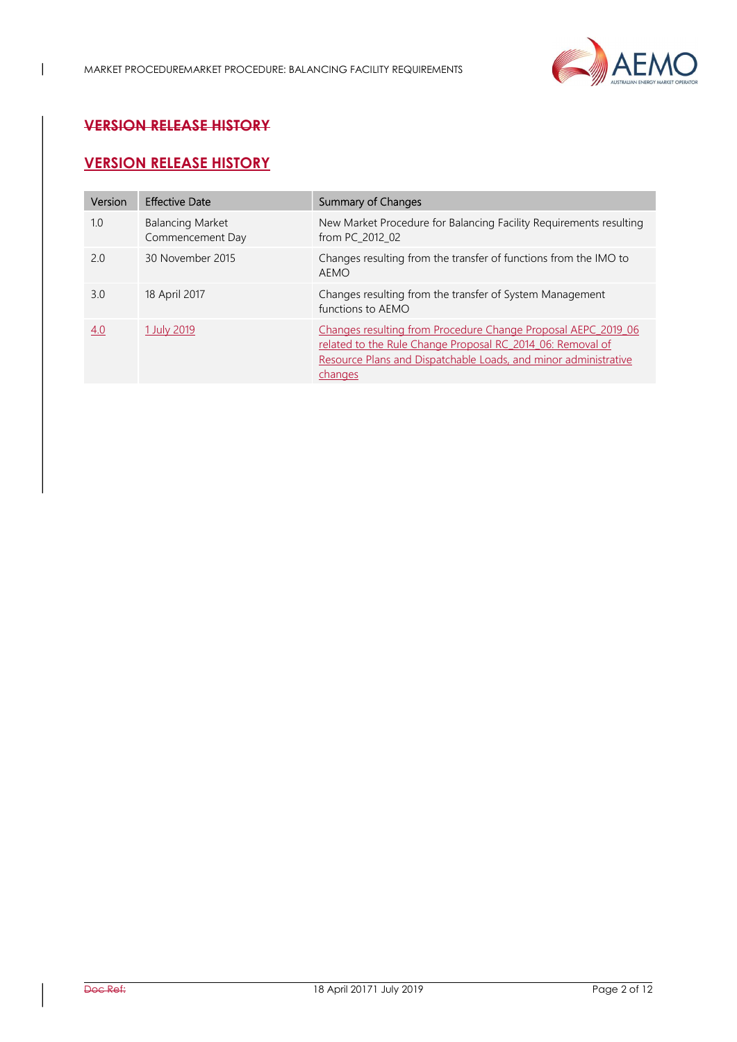## VERSION RELEASE HISTORY

| Version | Effective Date | Summary of Changes |
| --- | --- | --- |
| 1.0 | Balancing Market Commencement Day | New Market Procedure for Balancing Facility Requirements resulting from PC_2012_02 |
| 2.0 | 30 November 2015 | Changes resulting from the transfer of functions from the IMO to AEMO |
| 3.0 | 18 April 2017 | Changes resulting from the transfer of System Management functions to AEMO |
| 4.0 | 1 July 2019 | Changes resulting from Procedure Change Proposal AEPC_2019_06 related to the Rule Change Proposal RC_2014_06: Removal of Resource Plans and Dispatchable Loads, and minor administrative changes |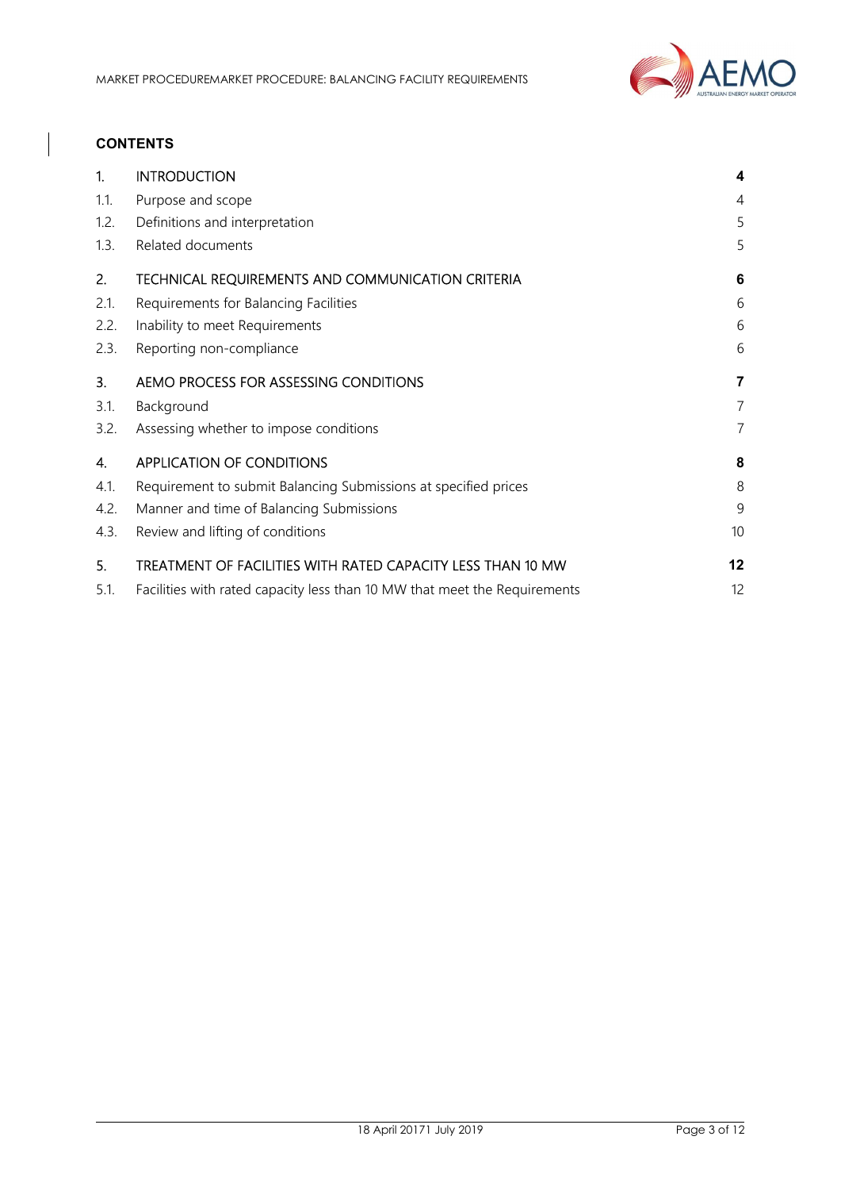**CONTENTS**

| | | |
|---|---|---|
| 1. | INTRODUCTION | **4** |
| 1.1. | Purpose and scope | 4 |
| 1.2. | Definitions and interpretation | 5 |
| 1.3. | Related documents | 5 |
| 2. | TECHNICAL REQUIREMENTS AND COMMUNICATION CRITERIA | **6** |
| 2.1. | Requirements for Balancing Facilities | 6 |
| 2.2. | Inability to meet Requirements | 6 |
| 2.3. | Reporting non-compliance | 6 |
| 3. | AEMO PROCESS FOR ASSESSING CONDITIONS | **7** |
| 3.1. | Background | 7 |
| 3.2. | Assessing whether to impose conditions | 7 |
| 4. | APPLICATION OF CONDITIONS | **8** |
| 4.1. | Requirement to submit Balancing Submissions at specified prices | 8 |
| 4.2. | Manner and time of Balancing Submissions | 9 |
| 4.3. | Review and lifting of conditions | 10 |
| 5. | TREATMENT OF FACILITIES WITH RATED CAPACITY LESS THAN 10 MW | **12** |
| 5.1. | Facilities with rated capacity less than 10 MW that meet the Requirements | 12 |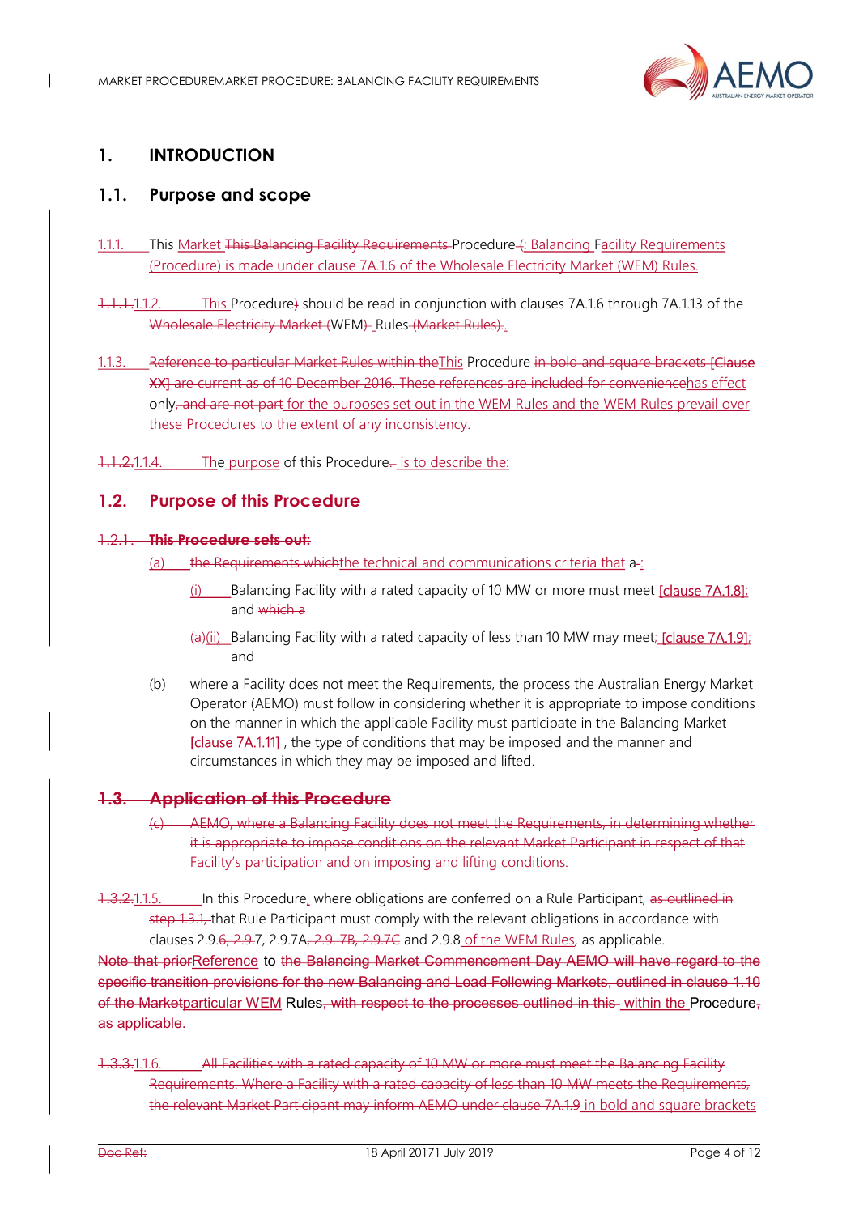# 1. INTRODUCTION

## 1.1. Purpose and scope

1.1.1. This Market ~~This Balancing Facility Requirements~~ Procedure ~~(~~: Balancing Facility Requirements (Procedure) is made under clause 7A.1.6 of the Wholesale Electricity Market (WEM) Rules.

~~1.1.1.~~1.1.2. This Procedure~~)~~ should be read in conjunction with clauses 7A.1.6 through 7A.1.13 of the ~~Wholesale Electricity Market (~~WEM~~)~~ Rules ~~(Market Rules)~~.

1.1.3. ~~Reference to particular Market Rules within the~~This Procedure ~~in bold and square brackets [Clause XX] are current as of 10 December 2016. These references are included for convenience~~has effect only~~, and are not part~~ for the purposes set out in the WEM Rules and the WEM Rules prevail over these Procedures to the extent of any inconsistency.

~~1.1.2.~~1.1.4. The purpose of this Procedure~~.~~ is to describe the:

## ~~1.2. Purpose of this Procedure~~

~~1.2.1. **This Procedure sets out:**~~

(a) ~~the Requirements which~~the technical and communications criteria that a~~-~~:

(i) Balancing Facility with a rated capacity of 10 MW or more must meet [clause 7A.1.8]; and ~~which a~~

~~(a)~~(ii) Balancing Facility with a rated capacity of less than 10 MW may meet~~;~~ [clause 7A.1.9]; and

(b) where a Facility does not meet the Requirements, the process the Australian Energy Market Operator (AEMO) must follow in considering whether it is appropriate to impose conditions on the manner in which the applicable Facility must participate in the Balancing Market [clause 7A.1.11], the type of conditions that may be imposed and the manner and circumstances in which they may be imposed and lifted.

## ~~1.3. Application of this Procedure~~

~~(c) AEMO, where a Balancing Facility does not meet the Requirements, in determining whether it is appropriate to impose conditions on the relevant Market Participant in respect of that Facility's participation and on imposing and lifting conditions.~~

~~1.3.2.~~1.1.5. In this Procedure, where obligations are conferred on a Rule Participant, ~~as outlined in step 1.3.1,~~ that Rule Participant must comply with the relevant obligations in accordance with clauses 2.9.~~6, 2.9.~~7, 2.9.7A~~, 2.9. 7B, 2.9.7C~~ and 2.9.8 of the WEM Rules, as applicable.

~~Note that prior~~Reference to ~~the Balancing Market Commencement Day AEMO will have regard to the specific transition provisions for the new Balancing and Load Following Markets, outlined in clause 1.10 of the Market~~particular WEM Rules~~, with respect to the processes outlined in this~~ within the Procedure~~, as applicable.~~

~~1.3.3.~~1.1.6. ~~All Facilities with a rated capacity of 10 MW or more must meet the Balancing Facility Requirements. Where a Facility with a rated capacity of less than 10 MW meets the Requirements, the relevant Market Participant may inform AEMO under clause 7A.1.9~~ in bold and square brackets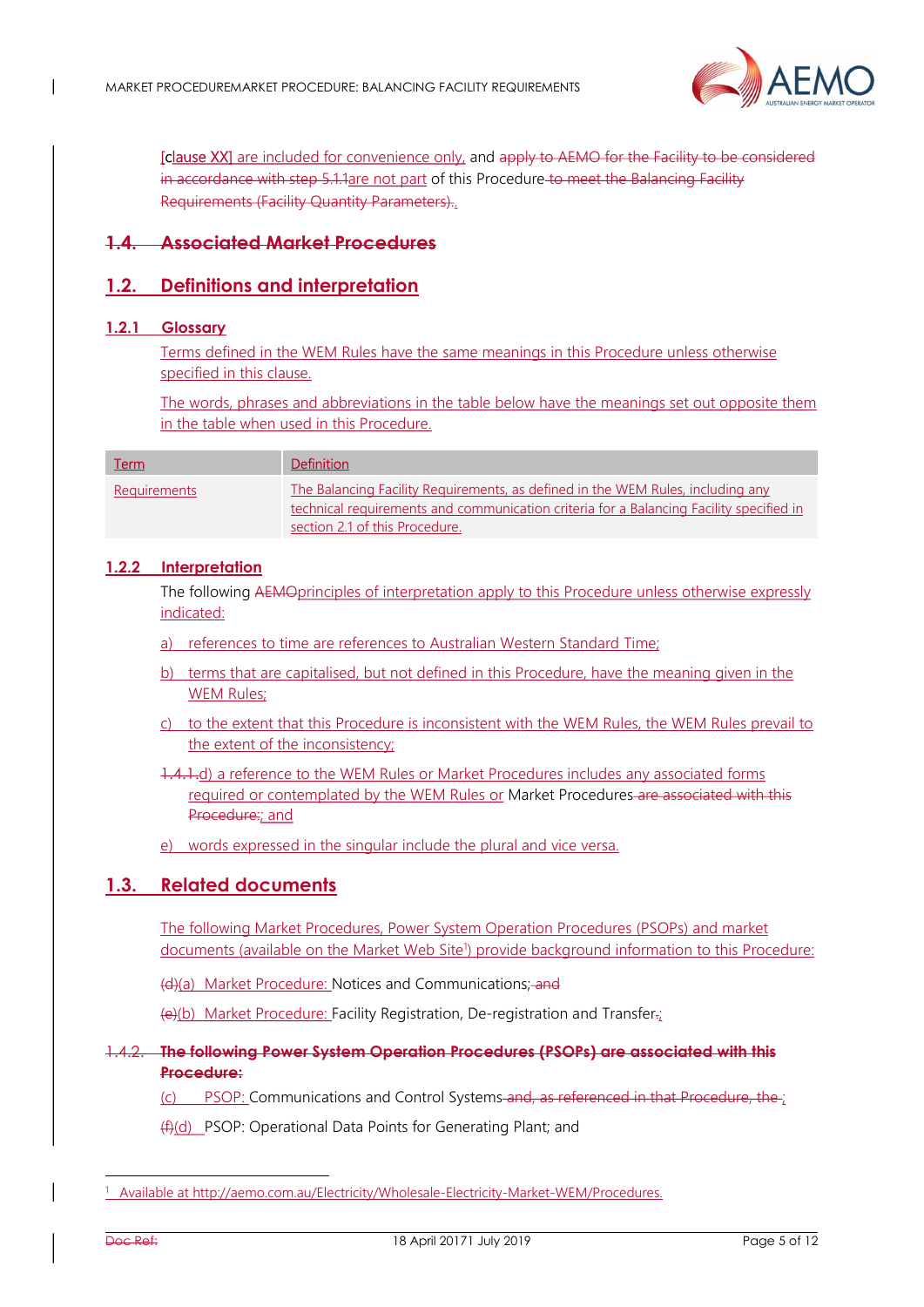[clause XX] are included for convenience only, and apply to AEMO for the Facility to be considered in accordance with step 5.1.1are not part of this Procedure to meet the Balancing Facility Requirements (Facility Quantity Parameters)..

## 1.4. Associated Market Procedures

## 1.2. Definitions and interpretation

### 1.2.1 Glossary

Terms defined in the WEM Rules have the same meanings in this Procedure unless otherwise specified in this clause.

The words, phrases and abbreviations in the table below have the meanings set out opposite them in the table when used in this Procedure.

| Term | Definition |
|---|---|
| Requirements | The Balancing Facility Requirements, as defined in the WEM Rules, including any technical requirements and communication criteria for a Balancing Facility specified in section 2.1 of this Procedure. |

### 1.2.2 Interpretation

The following AEMOprinciples of interpretation apply to this Procedure unless otherwise expressly indicated:

a) references to time are references to Australian Western Standard Time;

b) terms that are capitalised, but not defined in this Procedure, have the meaning given in the WEM Rules;

c) to the extent that this Procedure is inconsistent with the WEM Rules, the WEM Rules prevail to the extent of the inconsistency;

1.4.1.d) a reference to the WEM Rules or Market Procedures includes any associated forms required or contemplated by the WEM Rules or Market Procedures are associated with this Procedure:; and

e) words expressed in the singular include the plural and vice versa.

## 1.3. Related documents

The following Market Procedures, Power System Operation Procedures (PSOPs) and market documents (available on the Market Web Site[1]) provide background information to this Procedure:

(d)(a) Market Procedure: Notices and Communications; and

(e)(b) Market Procedure: Facility Registration, De-registration and Transfer.;

1.4.2. **The following Power System Operation Procedures (PSOPs) are associated with this Procedure:**

(c) PSOP: Communications and Control Systems and, as referenced in that Procedure, the ;

(f)(d) PSOP: Operational Data Points for Generating Plant; and

---

[1] Available at http://aemo.com.au/Electricity/Wholesale-Electricity-Market-WEM/Procedures.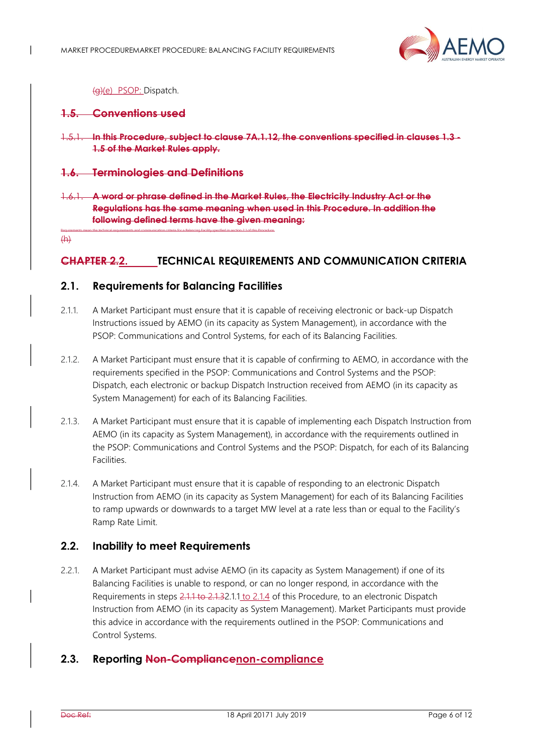(g)(e) PSOP: Dispatch.

## ~~1.5. Conventions used~~

~~1.5.1. In this Procedure, subject to clause 7A.1.12, the conventions specified in clauses 1.3 - 1.5 of the Market Rules apply.~~

## ~~1.6. Terminologies and Definitions~~

~~1.6.1. A word or phrase defined in the Market Rules, the Electricity Industry Act or the Regulations has the same meaning when used in this Procedure. In addition the following defined terms have the given meaning:~~

~~Requirements mean the technical requirements and communication criteria for a Balancing Facility specified in section 2.1 of this Procedure.~~

~~(h)~~

# ~~CHAPTER 2.~~2. TECHNICAL REQUIREMENTS AND COMMUNICATION CRITERIA

## 2.1. Requirements for Balancing Facilities

2.1.1. A Market Participant must ensure that it is capable of receiving electronic or back-up Dispatch Instructions issued by AEMO (in its capacity as System Management), in accordance with the PSOP: Communications and Control Systems, for each of its Balancing Facilities.

2.1.2. A Market Participant must ensure that it is capable of confirming to AEMO, in accordance with the requirements specified in the PSOP: Communications and Control Systems and the PSOP: Dispatch, each electronic or backup Dispatch Instruction received from AEMO (in its capacity as System Management) for each of its Balancing Facilities.

2.1.3. A Market Participant must ensure that it is capable of implementing each Dispatch Instruction from AEMO (in its capacity as System Management), in accordance with the requirements outlined in the PSOP: Communications and Control Systems and the PSOP: Dispatch, for each of its Balancing Facilities.

2.1.4. A Market Participant must ensure that it is capable of responding to an electronic Dispatch Instruction from AEMO (in its capacity as System Management) for each of its Balancing Facilities to ramp upwards or downwards to a target MW level at a rate less than or equal to the Facility's Ramp Rate Limit.

## 2.2. Inability to meet Requirements

2.2.1. A Market Participant must advise AEMO (in its capacity as System Management) if one of its Balancing Facilities is unable to respond, or can no longer respond, in accordance with the Requirements in steps ~~2.1.1 to 2.1.3~~2.1.1 to 2.1.4 of this Procedure, to an electronic Dispatch Instruction from AEMO (in its capacity as System Management). Market Participants must provide this advice in accordance with the requirements outlined in the PSOP: Communications and Control Systems.

## 2.3. Reporting ~~Non-Compliance~~non-compliance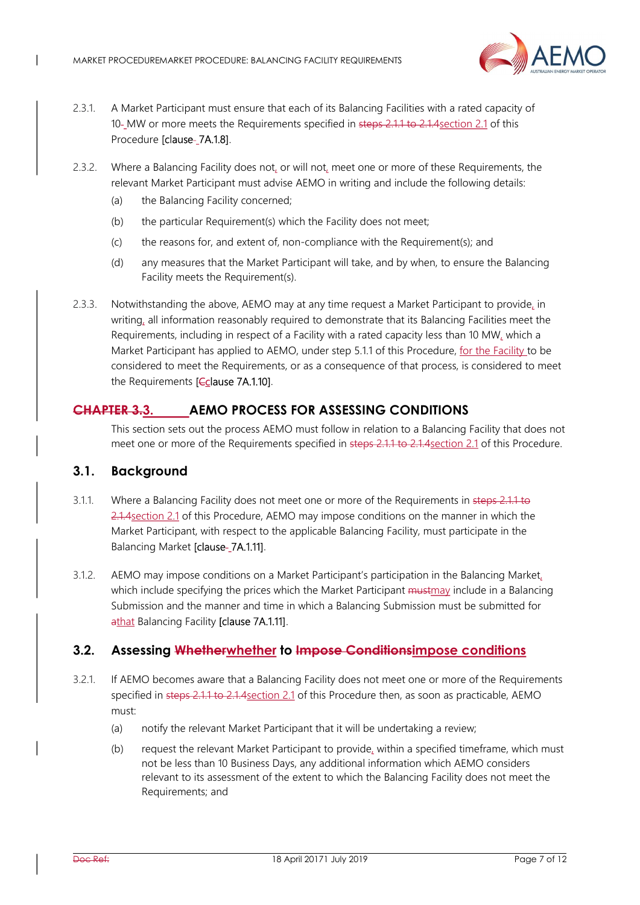2.3.1. A Market Participant must ensure that each of its Balancing Facilities with a rated capacity of 10-MW or more meets the Requirements specified in ~~steps 2.1.1 to 2.1.4~~section 2.1 of this Procedure [clause-7A.1.8].

2.3.2. Where a Balancing Facility does not, or will not, meet one or more of these Requirements, the relevant Market Participant must advise AEMO in writing and include the following details:

- (a) the Balancing Facility concerned;
- (b) the particular Requirement(s) which the Facility does not meet;
- (c) the reasons for, and extent of, non-compliance with the Requirement(s); and
- (d) any measures that the Market Participant will take, and by when, to ensure the Balancing Facility meets the Requirement(s).

2.3.3. Notwithstanding the above, AEMO may at any time request a Market Participant to provide, in writing, all information reasonably required to demonstrate that its Balancing Facilities meet the Requirements, including in respect of a Facility with a rated capacity less than 10 MW, which a Market Participant has applied to AEMO, under step 5.1.1 of this Procedure, for the Facility to be considered to meet the Requirements, or as a consequence of that process, is considered to meet the Requirements [~~C~~clause 7A.1.10].

# ~~CHAPTER 3.~~3. AEMO PROCESS FOR ASSESSING CONDITIONS

This section sets out the process AEMO must follow in relation to a Balancing Facility that does not meet one or more of the Requirements specified in ~~steps 2.1.1 to 2.1.4~~section 2.1 of this Procedure.

## 3.1. Background

3.1.1. Where a Balancing Facility does not meet one or more of the Requirements in ~~steps 2.1.1 to 2.1.4~~section 2.1 of this Procedure, AEMO may impose conditions on the manner in which the Market Participant, with respect to the applicable Balancing Facility, must participate in the Balancing Market [clause-7A.1.11].

3.1.2. AEMO may impose conditions on a Market Participant's participation in the Balancing Market, which include specifying the prices which the Market Participant ~~must~~may include in a Balancing Submission and the manner and time in which a Balancing Submission must be submitted for ~~a~~that Balancing Facility [clause 7A.1.11].

## 3.2. Assessing ~~Whether~~whether to ~~Impose Conditions~~impose conditions

3.2.1. If AEMO becomes aware that a Balancing Facility does not meet one or more of the Requirements specified in ~~steps 2.1.1 to 2.1.4~~section 2.1 of this Procedure then, as soon as practicable, AEMO must:

- (a) notify the relevant Market Participant that it will be undertaking a review;
- (b) request the relevant Market Participant to provide, within a specified timeframe, which must not be less than 10 Business Days, any additional information which AEMO considers relevant to its assessment of the extent to which the Balancing Facility does not meet the Requirements; and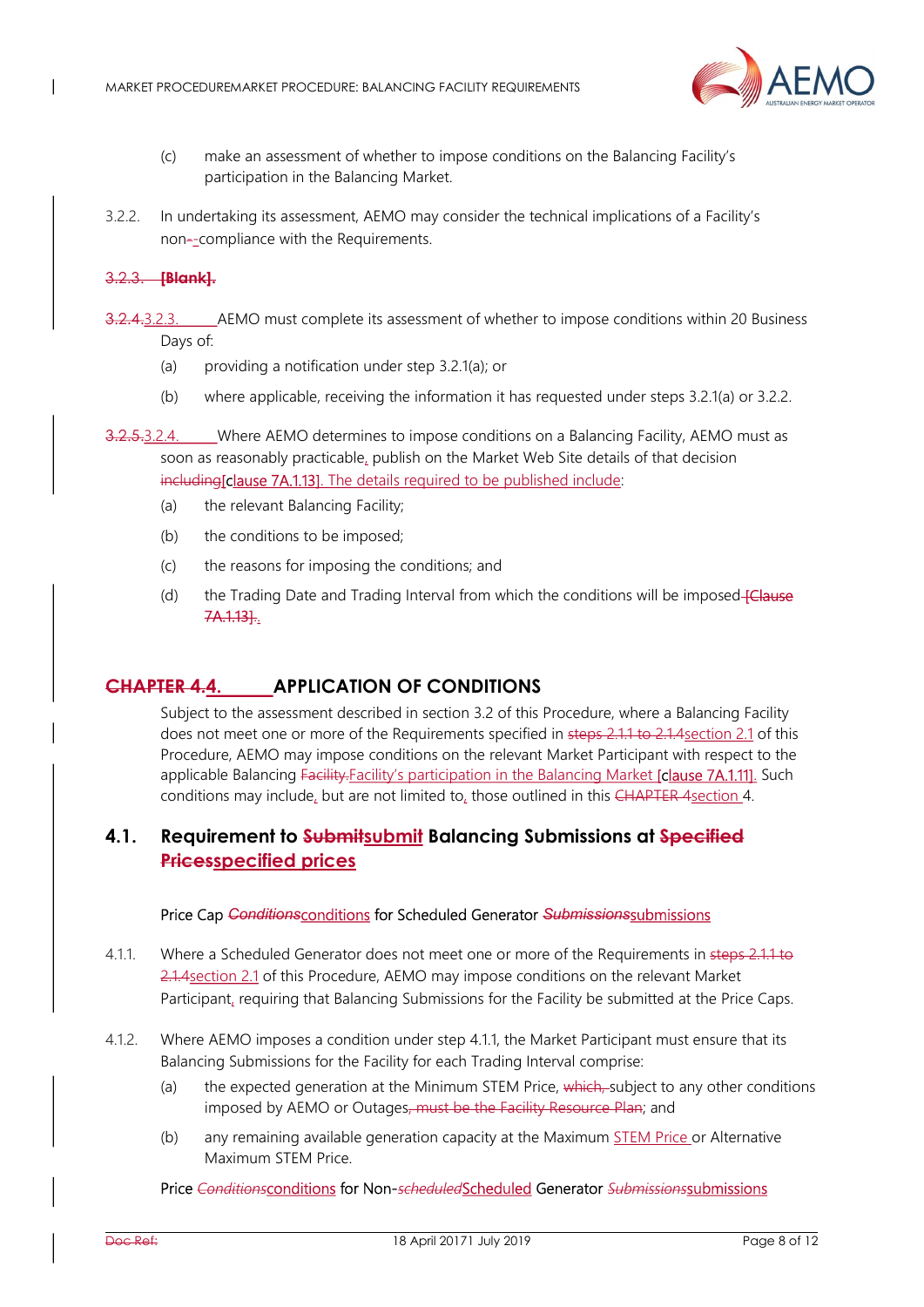(c) make an assessment of whether to impose conditions on the Balancing Facility's participation in the Balancing Market.

3.2.2. In undertaking its assessment, AEMO may consider the technical implications of a Facility's non-compliance with the Requirements.

~~3.2.3. [Blank].~~

~~3.2.4.~~3.2.3. AEMO must complete its assessment of whether to impose conditions within 20 Business Days of:

(a) providing a notification under step 3.2.1(a); or

(b) where applicable, receiving the information it has requested under steps 3.2.1(a) or 3.2.2.

~~3.2.5.~~3.2.4. Where AEMO determines to impose conditions on a Balancing Facility, AEMO must as soon as reasonably practicable, publish on the Market Web Site details of that decision ~~including~~[clause 7A.1.13]. The details required to be published include:

(a) the relevant Balancing Facility;

(b) the conditions to be imposed;

(c) the reasons for imposing the conditions; and

(d) the Trading Date and Trading Interval from which the conditions will be imposed ~~[Clause 7A.1.13]~~.

# ~~CHAPTER 4.~~4. APPLICATION OF CONDITIONS

Subject to the assessment described in section 3.2 of this Procedure, where a Balancing Facility does not meet one or more of the Requirements specified in ~~steps 2.1.1 to 2.1.4~~section 2.1 of this Procedure, AEMO may impose conditions on the relevant Market Participant with respect to the applicable Balancing ~~Facility.~~Facility's participation in the Balancing Market [clause 7A.1.11]. Such conditions may include, but are not limited to, those outlined in this ~~CHAPTER 4~~section 4.

## 4.1. Requirement to ~~Submit~~submit Balancing Submissions at ~~Specified Prices~~specified prices

Price Cap ~~*Conditions*~~conditions for Scheduled Generator ~~*Submissions*~~submissions

4.1.1. Where a Scheduled Generator does not meet one or more of the Requirements in ~~steps 2.1.1 to 2.1.4~~section 2.1 of this Procedure, AEMO may impose conditions on the relevant Market Participant, requiring that Balancing Submissions for the Facility be submitted at the Price Caps.

4.1.2. Where AEMO imposes a condition under step 4.1.1, the Market Participant must ensure that its Balancing Submissions for the Facility for each Trading Interval comprise:

(a) the expected generation at the Minimum STEM Price, ~~which,~~ subject to any other conditions imposed by AEMO or Outages~~, must be the Facility Resource Plan~~; and

(b) any remaining available generation capacity at the Maximum STEM Price or Alternative Maximum STEM Price.

Price ~~*Conditions*~~conditions for Non-~~*scheduled*~~Scheduled Generator ~~*Submissions*~~submissions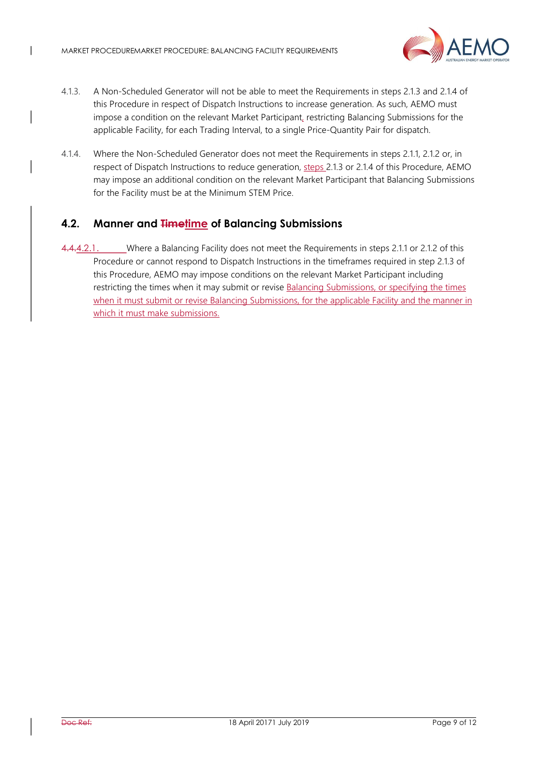4.1.3. A Non-Scheduled Generator will not be able to meet the Requirements in steps 2.1.3 and 2.1.4 of this Procedure in respect of Dispatch Instructions to increase generation. As such, AEMO must impose a condition on the relevant Market Participant, restricting Balancing Submissions for the applicable Facility, for each Trading Interval, to a single Price-Quantity Pair for dispatch.

4.1.4. Where the Non-Scheduled Generator does not meet the Requirements in steps 2.1.1, 2.1.2 or, in respect of Dispatch Instructions to reduce generation, steps 2.1.3 or 2.1.4 of this Procedure, AEMO may impose an additional condition on the relevant Market Participant that Balancing Submissions for the Facility must be at the Minimum STEM Price.

## 4.2. Manner and ~~Time~~time of Balancing Submissions

~~4.4.~~4.2.1. Where a Balancing Facility does not meet the Requirements in steps 2.1.1 or 2.1.2 of this Procedure or cannot respond to Dispatch Instructions in the timeframes required in step 2.1.3 of this Procedure, AEMO may impose conditions on the relevant Market Participant including restricting the times when it may submit or revise Balancing Submissions, or specifying the times when it must submit or revise Balancing Submissions, for the applicable Facility and the manner in which it must make submissions.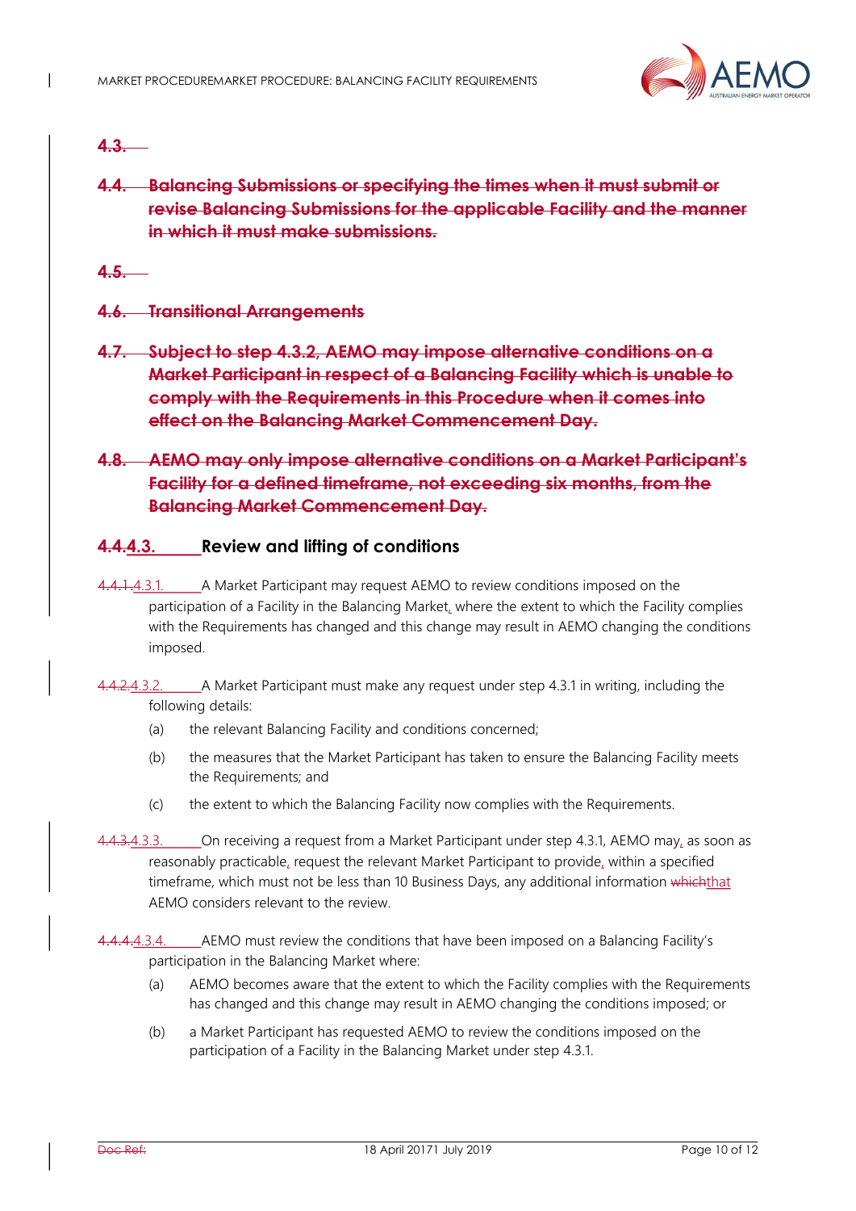## ~~4.3.~~

## ~~4.4. Balancing Submissions or specifying the times when it must submit or revise Balancing Submissions for the applicable Facility and the manner in which it must make submissions.~~

## ~~4.5.~~

## ~~4.6. Transitional Arrangements~~

## ~~4.7. Subject to step 4.3.2, AEMO may impose alternative conditions on a Market Participant in respect of a Balancing Facility which is unable to comply with the Requirements in this Procedure when it comes into effect on the Balancing Market Commencement Day.~~

## ~~4.8. AEMO may only impose alternative conditions on a Market Participant's Facility for a defined timeframe, not exceeding six months, from the Balancing Market Commencement Day.~~

## ~~4.4.~~4.3. Review and lifting of conditions

~~4.4.1.~~4.3.1. A Market Participant may request AEMO to review conditions imposed on the participation of a Facility in the Balancing Market, where the extent to which the Facility complies with the Requirements has changed and this change may result in AEMO changing the conditions imposed.

~~4.4.2.~~4.3.2. A Market Participant must make any request under step 4.3.1 in writing, including the following details:

(a) the relevant Balancing Facility and conditions concerned;

(b) the measures that the Market Participant has taken to ensure the Balancing Facility meets the Requirements; and

(c) the extent to which the Balancing Facility now complies with the Requirements.

~~4.4.3.~~4.3.3. On receiving a request from a Market Participant under step 4.3.1, AEMO may, as soon as reasonably practicable, request the relevant Market Participant to provide, within a specified timeframe, which must not be less than 10 Business Days, any additional information ~~which~~that AEMO considers relevant to the review.

~~4.4.4.~~4.3.4. AEMO must review the conditions that have been imposed on a Balancing Facility's participation in the Balancing Market where:

(a) AEMO becomes aware that the extent to which the Facility complies with the Requirements has changed and this change may result in AEMO changing the conditions imposed; or

(b) a Market Participant has requested AEMO to review the conditions imposed on the participation of a Facility in the Balancing Market under step 4.3.1.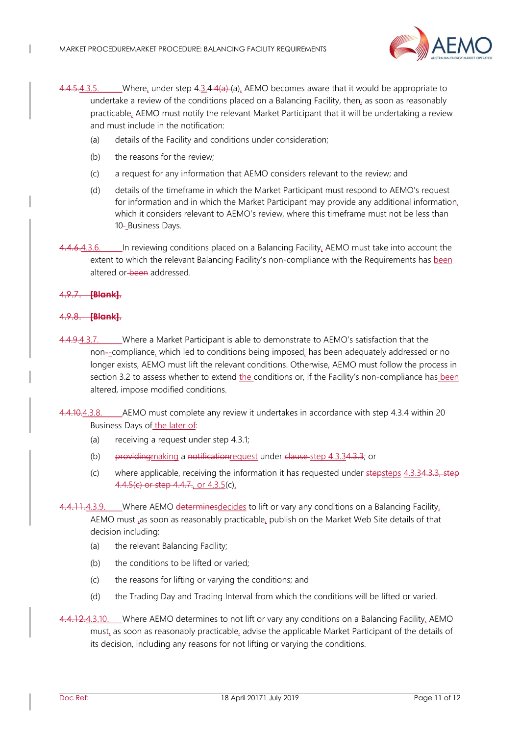4.4.5.4.3.5. Where, under step 4.3.4.4(a) (a), AEMO becomes aware that it would be appropriate to undertake a review of the conditions placed on a Balancing Facility, then, as soon as reasonably practicable, AEMO must notify the relevant Market Participant that it will be undertaking a review and must include in the notification:

(a) details of the Facility and conditions under consideration;

(b) the reasons for the review;

(c) a request for any information that AEMO considers relevant to the review; and

(d) details of the timeframe in which the Market Participant must respond to AEMO's request for information and in which the Market Participant may provide any additional information, which it considers relevant to AEMO's review, where this timeframe must not be less than 10 Business Days.

4.4.6.4.3.6. In reviewing conditions placed on a Balancing Facility, AEMO must take into account the extent to which the relevant Balancing Facility's non-compliance with the Requirements has been altered or been addressed.

4.9.7. **[Blank].**

4.9.8. **[Blank].**

4.4.9.4.3.7. Where a Market Participant is able to demonstrate to AEMO's satisfaction that the non--compliance, which led to conditions being imposed, has been adequately addressed or no longer exists, AEMO must lift the relevant conditions. Otherwise, AEMO must follow the process in section 3.2 to assess whether to extend the conditions or, if the Facility's non-compliance has been altered, impose modified conditions.

4.4.10.4.3.8. AEMO must complete any review it undertakes in accordance with step 4.3.4 within 20 Business Days of the later of:

(a) receiving a request under step 4.3.1;

(b) providingmaking a notificationrequest under clause step 4.3.34.3.3; or

(c) where applicable, receiving the information it has requested under stepsteps 4.3.34.3.3, step 4.4.5(c) or step 4.4.7., or 4.3.5(c).

4.4.11.4.3.9. Where AEMO determinesdecides to lift or vary any conditions on a Balancing Facility, AEMO must ,as soon as reasonably practicable, publish on the Market Web Site details of that decision including:

(a) the relevant Balancing Facility;

(b) the conditions to be lifted or varied;

(c) the reasons for lifting or varying the conditions; and

(d) the Trading Day and Trading Interval from which the conditions will be lifted or varied.

4.4.12.4.3.10. Where AEMO determines to not lift or vary any conditions on a Balancing Facility, AEMO must, as soon as reasonably practicable, advise the applicable Market Participant of the details of its decision, including any reasons for not lifting or varying the conditions.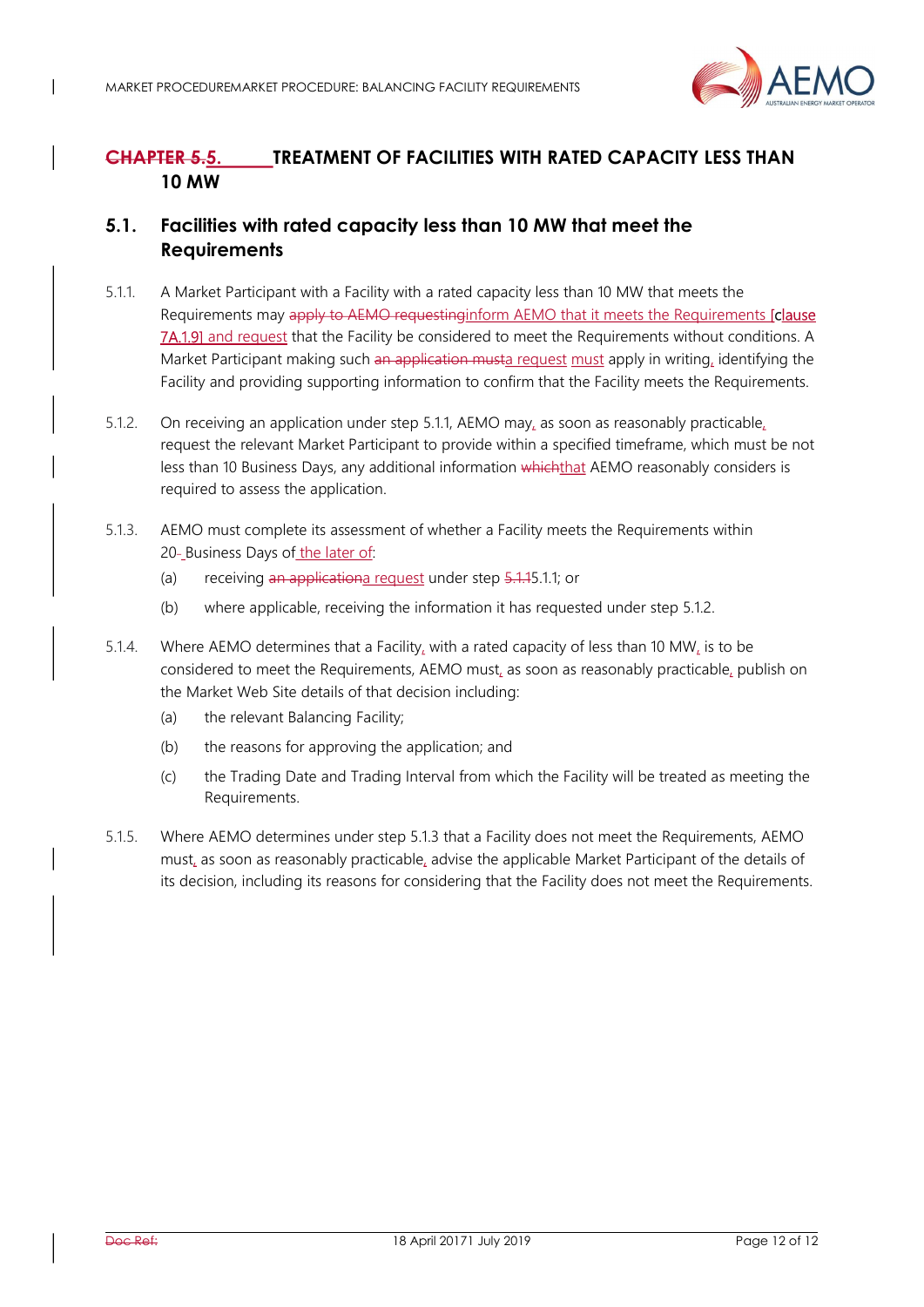# ~~CHAPTER 5.~~5. TREATMENT OF FACILITIES WITH RATED CAPACITY LESS THAN 10 MW

## 5.1. Facilities with rated capacity less than 10 MW that meet the Requirements

5.1.1. A Market Participant with a Facility with a rated capacity less than 10 MW that meets the Requirements may ~~apply to AEMO requesting~~inform AEMO that it meets the Requirements [clause 7A.1.9] and request that the Facility be considered to meet the Requirements without conditions. A Market Participant making such ~~an application must~~a request must apply in writing, identifying the Facility and providing supporting information to confirm that the Facility meets the Requirements.

5.1.2. On receiving an application under step 5.1.1, AEMO may, as soon as reasonably practicable, request the relevant Market Participant to provide within a specified timeframe, which must be not less than 10 Business Days, any additional information ~~which~~that AEMO reasonably considers is required to assess the application.

5.1.3. AEMO must complete its assessment of whether a Facility meets the Requirements within 20 Business Days of the later of:

(a) receiving ~~an application~~a request under step ~~5.1.1~~5.1.1; or

(b) where applicable, receiving the information it has requested under step 5.1.2.

5.1.4. Where AEMO determines that a Facility, with a rated capacity of less than 10 MW, is to be considered to meet the Requirements, AEMO must, as soon as reasonably practicable, publish on the Market Web Site details of that decision including:

(a) the relevant Balancing Facility;

(b) the reasons for approving the application; and

(c) the Trading Date and Trading Interval from which the Facility will be treated as meeting the Requirements.

5.1.5. Where AEMO determines under step 5.1.3 that a Facility does not meet the Requirements, AEMO must, as soon as reasonably practicable, advise the applicable Market Participant of the details of its decision, including its reasons for considering that the Facility does not meet the Requirements.